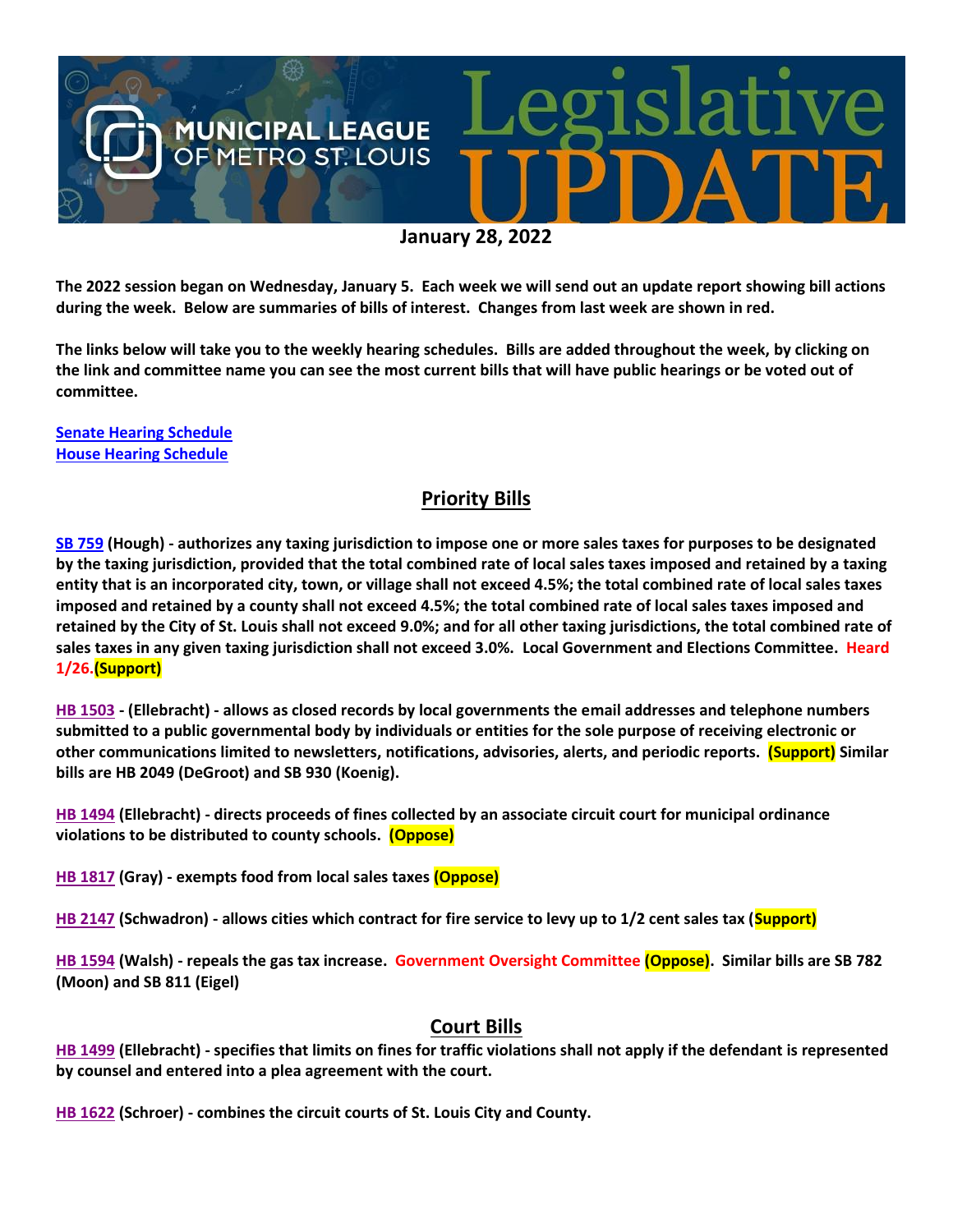# MUNICIPAL LEAGUE OF METRO ST. LOUIS Legislative UPDATE

**January 28, 2022**

**The 2022 session began on Wednesday, January 5. Each week we will send out an update report showing bill actions during the week. Below are summaries of bills of interest. Changes from last week are shown in red.**

**The links below will take you to the weekly hearing schedules. Bills are added throughout the week, by clicking on the link and committee name you can see the most current bills that will have public hearings or be voted out of committee.**

**Senate Hearing Schedule**
**House Hearing Schedule**

## Priority Bills

**SB 759 (Hough) - authorizes any taxing jurisdiction to impose one or more sales taxes for purposes to be designated by the taxing jurisdiction, provided that the total combined rate of local sales taxes imposed and retained by a taxing entity that is an incorporated city, town, or village shall not exceed 4.5%; the total combined rate of local sales taxes imposed and retained by a county shall not exceed 4.5%; the total combined rate of local sales taxes imposed and retained by the City of St. Louis shall not exceed 9.0%; and for all other taxing jurisdictions, the total combined rate of sales taxes in any given taxing jurisdiction shall not exceed 3.0%. Local Government and Elections Committee. Heard 1/26. (Support)**

**HB 1503 - (Ellebracht) - allows as closed records by local governments the email addresses and telephone numbers submitted to a public governmental body by individuals or entities for the sole purpose of receiving electronic or other communications limited to newsletters, notifications, advisories, alerts, and periodic reports. (Support) Similar bills are HB 2049 (DeGroot) and SB 930 (Koenig).**

**HB 1494 (Ellebracht) - directs proceeds of fines collected by an associate circuit court for municipal ordinance violations to be distributed to county schools. (Oppose)**

**HB 1817 (Gray) - exempts food from local sales taxes (Oppose)**

**HB 2147 (Schwadron) - allows cities which contract for fire service to levy up to 1/2 cent sales tax (Support)**

**HB 1594 (Walsh) - repeals the gas tax increase. Government Oversight Committee (Oppose). Similar bills are SB 782 (Moon) and SB 811 (Eigel)**

## Court Bills

**HB 1499 (Ellebracht) - specifies that limits on fines for traffic violations shall not apply if the defendant is represented by counsel and entered into a plea agreement with the court.**

**HB 1622 (Schroer) - combines the circuit courts of St. Louis City and County.**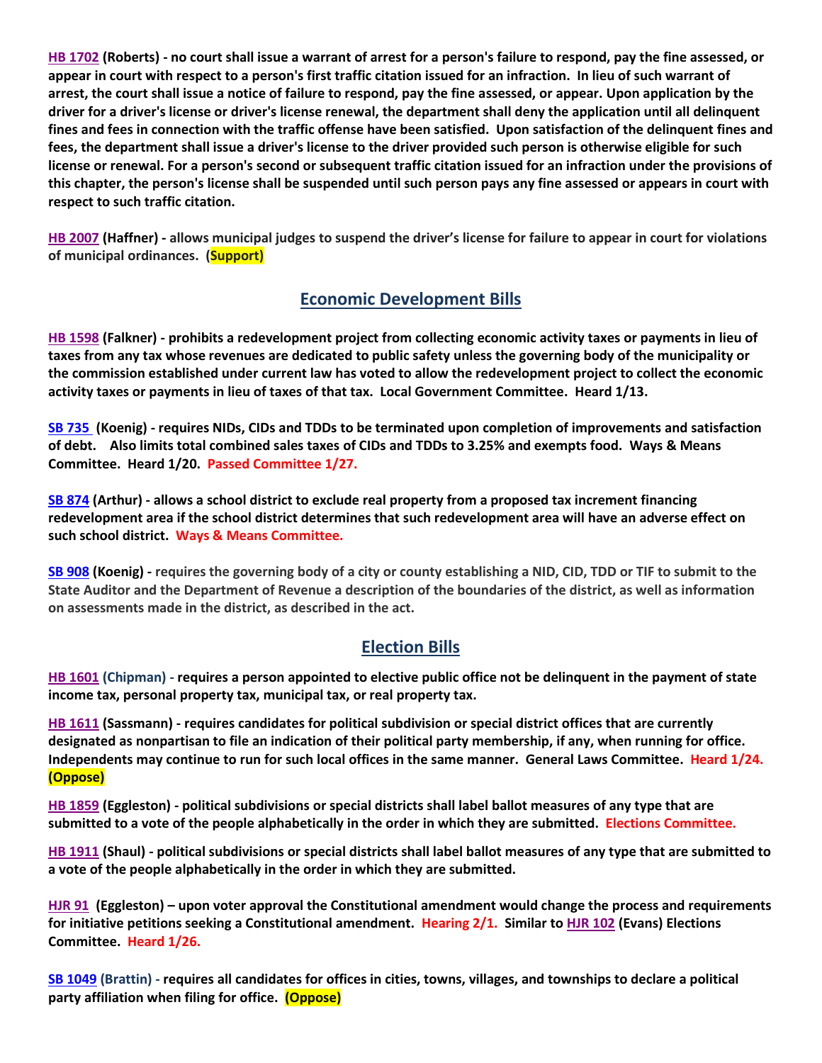**HB 1702** **(Roberts) - no court shall issue a warrant of arrest for a person's failure to respond, pay the fine assessed, or appear in court with respect to a person's first traffic citation issued for an infraction. In lieu of such warrant of arrest, the court shall issue a notice of failure to respond, pay the fine assessed, or appear. Upon application by the driver for a driver's license or driver's license renewal, the department shall deny the application until all delinquent fines and fees in connection with the traffic offense have been satisfied. Upon satisfaction of the delinquent fines and fees, the department shall issue a driver's license to the driver provided such person is otherwise eligible for such license or renewal. For a person's second or subsequent traffic citation issued for an infraction under the provisions of this chapter, the person's license shall be suspended until such person pays any fine assessed or appears in court with respect to such traffic citation.**

**HB 2007** **(Haffner) - allows municipal judges to suspend the driver's license for failure to appear in court for violations of municipal ordinances. (Support)**

## Economic Development Bills

**HB 1598** **(Falkner) - prohibits a redevelopment project from collecting economic activity taxes or payments in lieu of taxes from any tax whose revenues are dedicated to public safety unless the governing body of the municipality or the commission established under current law has voted to allow the redevelopment project to collect the economic activity taxes or payments in lieu of taxes of that tax. Local Government Committee. Heard 1/13.**

**SB 735** **(Koenig) - requires NIDs, CIDs and TDDs to be terminated upon completion of improvements and satisfaction of debt. Also limits total combined sales taxes of CIDs and TDDs to 3.25% and exempts food. Ways & Means Committee. Heard 1/20. Passed Committee 1/27.**

**SB 874** **(Arthur) - allows a school district to exclude real property from a proposed tax increment financing redevelopment area if the school district determines that such redevelopment area will have an adverse effect on such school district. Ways & Means Committee.**

**SB 908** **(Koenig) - requires the governing body of a city or county establishing a NID, CID, TDD or TIF to submit to the State Auditor and the Department of Revenue a description of the boundaries of the district, as well as information on assessments made in the district, as described in the act.**

## Election Bills

**HB 1601** **(Chipman) - requires a person appointed to elective public office not be delinquent in the payment of state income tax, personal property tax, municipal tax, or real property tax.**

**HB 1611** **(Sassmann) - requires candidates for political subdivision or special district offices that are currently designated as nonpartisan to file an indication of their political party membership, if any, when running for office. Independents may continue to run for such local offices in the same manner. General Laws Committee. Heard 1/24. (Oppose)**

**HB 1859** **(Eggleston) - political subdivisions or special districts shall label ballot measures of any type that are submitted to a vote of the people alphabetically in the order in which they are submitted. Elections Committee.**

**HB 1911** **(Shaul) - political subdivisions or special districts shall label ballot measures of any type that are submitted to a vote of the people alphabetically in the order in which they are submitted.**

**HJR 91** **(Eggleston) – upon voter approval the Constitutional amendment would change the process and requirements for initiative petitions seeking a Constitutional amendment. Hearing 2/1. Similar to HJR 102 (Evans) Elections Committee. Heard 1/26.**

**SB 1049** **(Brattin) - requires all candidates for offices in cities, towns, villages, and townships to declare a political party affiliation when filing for office. (Oppose)**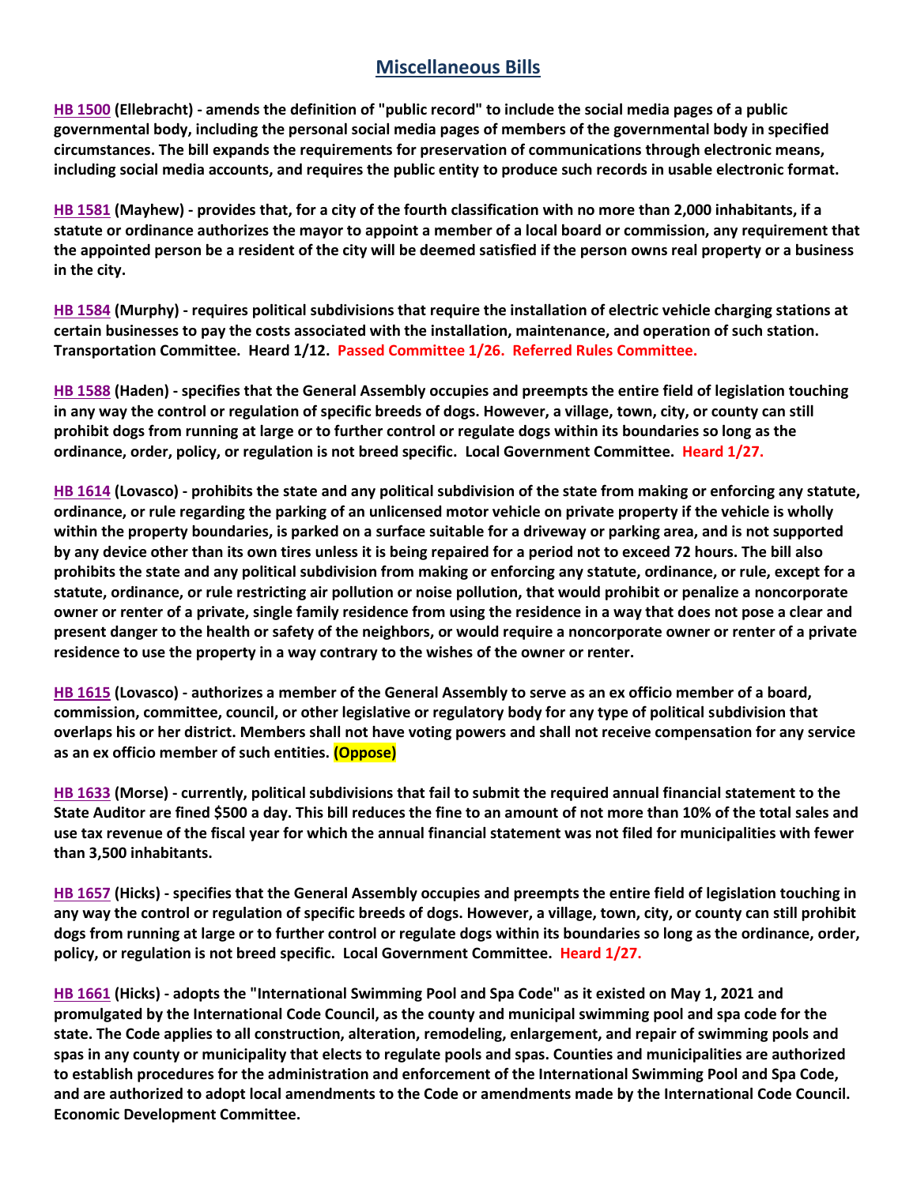## Miscellaneous Bills

**HB 1500 (Ellebracht) - amends the definition of "public record" to include the social media pages of a public governmental body, including the personal social media pages of members of the governmental body in specified circumstances. The bill expands the requirements for preservation of communications through electronic means, including social media accounts, and requires the public entity to produce such records in usable electronic format.**

**HB 1581 (Mayhew) - provides that, for a city of the fourth classification with no more than 2,000 inhabitants, if a statute or ordinance authorizes the mayor to appoint a member of a local board or commission, any requirement that the appointed person be a resident of the city will be deemed satisfied if the person owns real property or a business in the city.**

**HB 1584 (Murphy) - requires political subdivisions that require the installation of electric vehicle charging stations at certain businesses to pay the costs associated with the installation, maintenance, and operation of such station. Transportation Committee. Heard 1/12. Passed Committee 1/26. Referred Rules Committee.**

**HB 1588 (Haden) - specifies that the General Assembly occupies and preempts the entire field of legislation touching in any way the control or regulation of specific breeds of dogs. However, a village, town, city, or county can still prohibit dogs from running at large or to further control or regulate dogs within its boundaries so long as the ordinance, order, policy, or regulation is not breed specific. Local Government Committee. Heard 1/27.**

**HB 1614 (Lovasco) - prohibits the state and any political subdivision of the state from making or enforcing any statute, ordinance, or rule regarding the parking of an unlicensed motor vehicle on private property if the vehicle is wholly within the property boundaries, is parked on a surface suitable for a driveway or parking area, and is not supported by any device other than its own tires unless it is being repaired for a period not to exceed 72 hours. The bill also prohibits the state and any political subdivision from making or enforcing any statute, ordinance, or rule, except for a statute, ordinance, or rule restricting air pollution or noise pollution, that would prohibit or penalize a noncorporate owner or renter of a private, single family residence from using the residence in a way that does not pose a clear and present danger to the health or safety of the neighbors, or would require a noncorporate owner or renter of a private residence to use the property in a way contrary to the wishes of the owner or renter.**

**HB 1615 (Lovasco) - authorizes a member of the General Assembly to serve as an ex officio member of a board, commission, committee, council, or other legislative or regulatory body for any type of political subdivision that overlaps his or her district. Members shall not have voting powers and shall not receive compensation for any service as an ex officio member of such entities. (Oppose)**

**HB 1633 (Morse) - currently, political subdivisions that fail to submit the required annual financial statement to the State Auditor are fined $500 a day. This bill reduces the fine to an amount of not more than 10% of the total sales and use tax revenue of the fiscal year for which the annual financial statement was not filed for municipalities with fewer than 3,500 inhabitants.**

**HB 1657 (Hicks) - specifies that the General Assembly occupies and preempts the entire field of legislation touching in any way the control or regulation of specific breeds of dogs. However, a village, town, city, or county can still prohibit dogs from running at large or to further control or regulate dogs within its boundaries so long as the ordinance, order, policy, or regulation is not breed specific. Local Government Committee. Heard 1/27.**

**HB 1661 (Hicks) - adopts the "International Swimming Pool and Spa Code" as it existed on May 1, 2021 and promulgated by the International Code Council, as the county and municipal swimming pool and spa code for the state. The Code applies to all construction, alteration, remodeling, enlargement, and repair of swimming pools and spas in any county or municipality that elects to regulate pools and spas. Counties and municipalities are authorized to establish procedures for the administration and enforcement of the International Swimming Pool and Spa Code, and are authorized to adopt local amendments to the Code or amendments made by the International Code Council. Economic Development Committee.**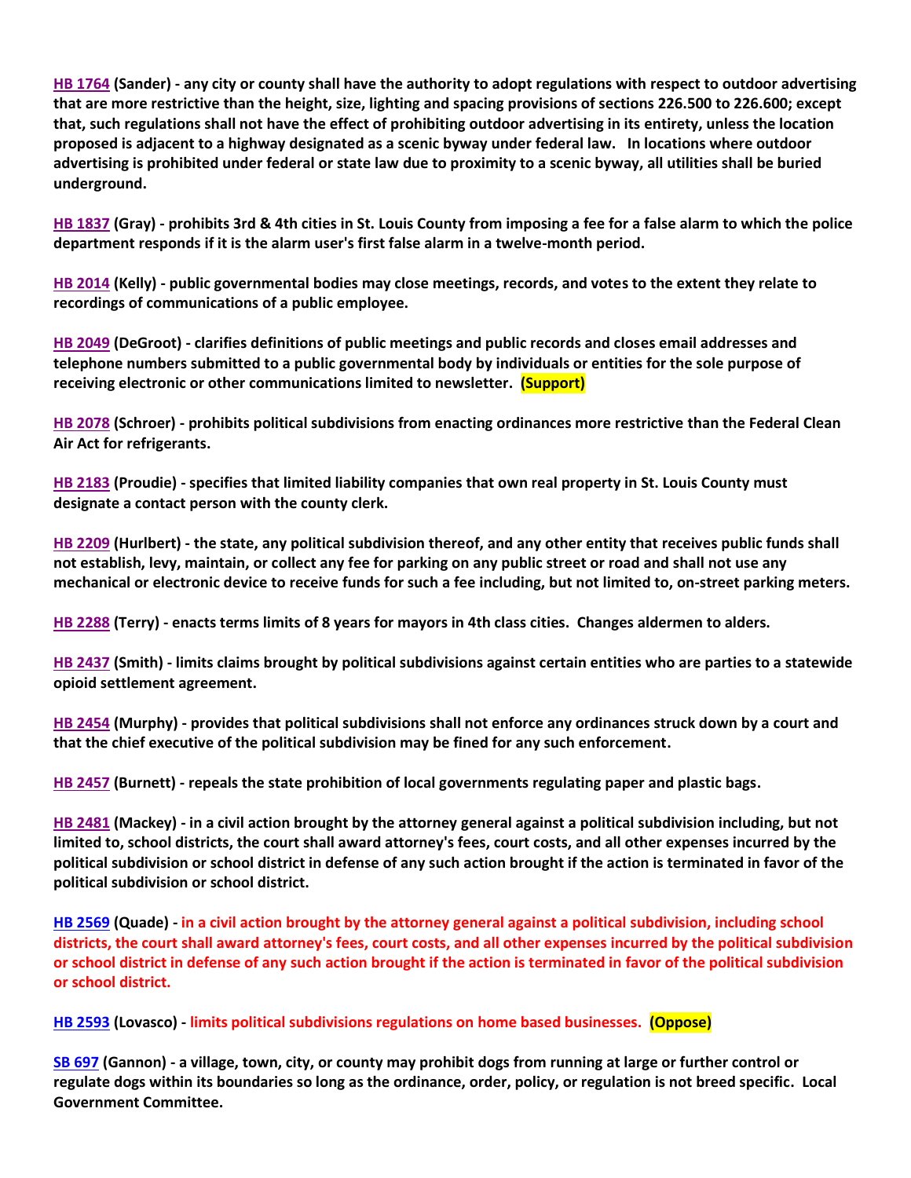**HB 1764 (Sander) - any city or county shall have the authority to adopt regulations with respect to outdoor advertising that are more restrictive than the height, size, lighting and spacing provisions of sections 226.500 to 226.600; except that, such regulations shall not have the effect of prohibiting outdoor advertising in its entirety, unless the location proposed is adjacent to a highway designated as a scenic byway under federal law. In locations where outdoor advertising is prohibited under federal or state law due to proximity to a scenic byway, all utilities shall be buried underground.**

**HB 1837 (Gray) - prohibits 3rd & 4th cities in St. Louis County from imposing a fee for a false alarm to which the police department responds if it is the alarm user's first false alarm in a twelve-month period.**

**HB 2014 (Kelly) - public governmental bodies may close meetings, records, and votes to the extent they relate to recordings of communications of a public employee.**

**HB 2049 (DeGroot) - clarifies definitions of public meetings and public records and closes email addresses and telephone numbers submitted to a public governmental body by individuals or entities for the sole purpose of receiving electronic or other communications limited to newsletter. (Support)**

**HB 2078 (Schroer) - prohibits political subdivisions from enacting ordinances more restrictive than the Federal Clean Air Act for refrigerants.**

**HB 2183 (Proudie) - specifies that limited liability companies that own real property in St. Louis County must designate a contact person with the county clerk.**

**HB 2209 (Hurlbert) - the state, any political subdivision thereof, and any other entity that receives public funds shall not establish, levy, maintain, or collect any fee for parking on any public street or road and shall not use any mechanical or electronic device to receive funds for such a fee including, but not limited to, on-street parking meters.**

**HB 2288 (Terry) - enacts terms limits of 8 years for mayors in 4th class cities. Changes aldermen to alders.**

**HB 2437 (Smith) - limits claims brought by political subdivisions against certain entities who are parties to a statewide opioid settlement agreement.**

**HB 2454 (Murphy) - provides that political subdivisions shall not enforce any ordinances struck down by a court and that the chief executive of the political subdivision may be fined for any such enforcement.**

**HB 2457 (Burnett) - repeals the state prohibition of local governments regulating paper and plastic bags.**

**HB 2481 (Mackey) - in a civil action brought by the attorney general against a political subdivision including, but not limited to, school districts, the court shall award attorney's fees, court costs, and all other expenses incurred by the political subdivision or school district in defense of any such action brought if the action is terminated in favor of the political subdivision or school district.**

**HB 2569 (Quade) - in a civil action brought by the attorney general against a political subdivision, including school districts, the court shall award attorney's fees, court costs, and all other expenses incurred by the political subdivision or school district in defense of any such action brought if the action is terminated in favor of the political subdivision or school district.**

**HB 2593 (Lovasco) - limits political subdivisions regulations on home based businesses. (Oppose)**

**SB 697 (Gannon) - a village, town, city, or county may prohibit dogs from running at large or further control or regulate dogs within its boundaries so long as the ordinance, order, policy, or regulation is not breed specific. Local Government Committee.**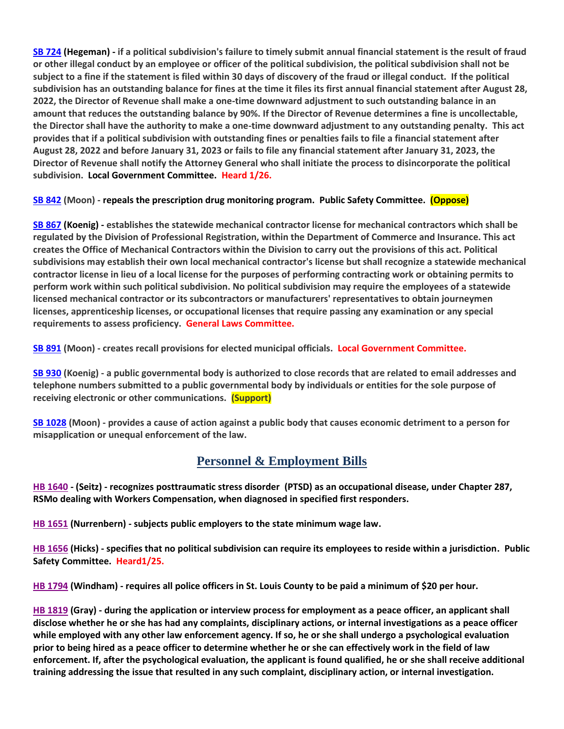**SB 724 (Hegeman) - if a political subdivision's failure to timely submit annual financial statement is the result of fraud or other illegal conduct by an employee or officer of the political subdivision, the political subdivision shall not be subject to a fine if the statement is filed within 30 days of discovery of the fraud or illegal conduct. If the political subdivision has an outstanding balance for fines at the time it files its first annual financial statement after August 28, 2022, the Director of Revenue shall make a one-time downward adjustment to such outstanding balance in an amount that reduces the outstanding balance by 90%. If the Director of Revenue determines a fine is uncollectable, the Director shall have the authority to make a one-time downward adjustment to any outstanding penalty. This act provides that if a political subdivision with outstanding fines or penalties fails to file a financial statement after August 28, 2022 and before January 31, 2023 or fails to file any financial statement after January 31, 2023, the Director of Revenue shall notify the Attorney General who shall initiate the process to disincorporate the political subdivision. Local Government Committee. Heard 1/26.**

**SB 842 (Moon) - repeals the prescription drug monitoring program. Public Safety Committee. (Oppose)**

**SB 867 (Koenig) - establishes the statewide mechanical contractor license for mechanical contractors which shall be regulated by the Division of Professional Registration, within the Department of Commerce and Insurance. This act creates the Office of Mechanical Contractors within the Division to carry out the provisions of this act. Political subdivisions may establish their own local mechanical contractor's license but shall recognize a statewide mechanical contractor license in lieu of a local license for the purposes of performing contracting work or obtaining permits to perform work within such political subdivision. No political subdivision may require the employees of a statewide licensed mechanical contractor or its subcontractors or manufacturers' representatives to obtain journeymen licenses, apprenticeship licenses, or occupational licenses that require passing any examination or any special requirements to assess proficiency. General Laws Committee.**

**SB 891 (Moon) - creates recall provisions for elected municipal officials. Local Government Committee.**

**SB 930 (Koenig) - a public governmental body is authorized to close records that are related to email addresses and telephone numbers submitted to a public governmental body by individuals or entities for the sole purpose of receiving electronic or other communications. (Support)**

**SB 1028 (Moon) - provides a cause of action against a public body that causes economic detriment to a person for misapplication or unequal enforcement of the law.**

## Personnel & Employment Bills

**HB 1640 - (Seitz) - recognizes posttraumatic stress disorder (PTSD) as an occupational disease, under Chapter 287, RSMo dealing with Workers Compensation, when diagnosed in specified first responders.**

**HB 1651 (Nurrenbern) - subjects public employers to the state minimum wage law.**

**HB 1656 (Hicks) - specifies that no political subdivision can require its employees to reside within a jurisdiction. Public Safety Committee. Heard1/25.**

**HB 1794 (Windham) - requires all police officers in St. Louis County to be paid a minimum of $20 per hour.**

**HB 1819 (Gray) - during the application or interview process for employment as a peace officer, an applicant shall disclose whether he or she has had any complaints, disciplinary actions, or internal investigations as a peace officer while employed with any other law enforcement agency. If so, he or she shall undergo a psychological evaluation prior to being hired as a peace officer to determine whether he or she can effectively work in the field of law enforcement. If, after the psychological evaluation, the applicant is found qualified, he or she shall receive additional training addressing the issue that resulted in any such complaint, disciplinary action, or internal investigation.**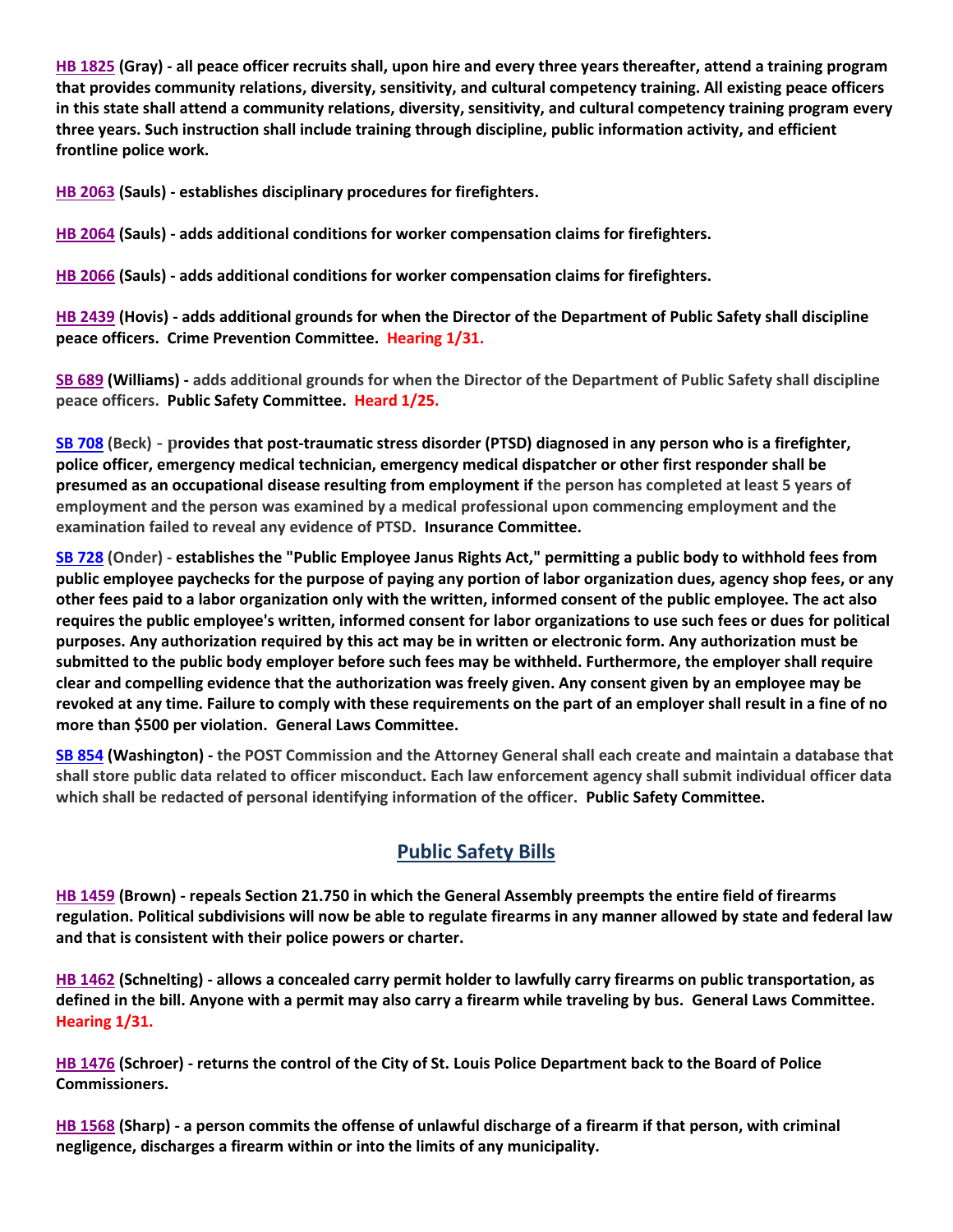**HB 1825 (Gray) - all peace officer recruits shall, upon hire and every three years thereafter, attend a training program that provides community relations, diversity, sensitivity, and cultural competency training. All existing peace officers in this state shall attend a community relations, diversity, sensitivity, and cultural competency training program every three years. Such instruction shall include training through discipline, public information activity, and efficient frontline police work.**

**HB 2063 (Sauls) - establishes disciplinary procedures for firefighters.**

**HB 2064 (Sauls) - adds additional conditions for worker compensation claims for firefighters.**

**HB 2066 (Sauls) - adds additional conditions for worker compensation claims for firefighters.**

**HB 2439 (Hovis) - adds additional grounds for when the Director of the Department of Public Safety shall discipline peace officers. Crime Prevention Committee. Hearing 1/31.**

**SB 689 (Williams) - adds additional grounds for when the Director of the Department of Public Safety shall discipline peace officers. Public Safety Committee. Heard 1/25.**

**SB 708 (Beck) - provides that post-traumatic stress disorder (PTSD) diagnosed in any person who is a firefighter, police officer, emergency medical technician, emergency medical dispatcher or other first responder shall be presumed as an occupational disease resulting from employment if the person has completed at least 5 years of employment and the person was examined by a medical professional upon commencing employment and the examination failed to reveal any evidence of PTSD. Insurance Committee.**

**SB 728 (Onder) - establishes the "Public Employee Janus Rights Act," permitting a public body to withhold fees from public employee paychecks for the purpose of paying any portion of labor organization dues, agency shop fees, or any other fees paid to a labor organization only with the written, informed consent of the public employee. The act also requires the public employee's written, informed consent for labor organizations to use such fees or dues for political purposes. Any authorization required by this act may be in written or electronic form. Any authorization must be submitted to the public body employer before such fees may be withheld. Furthermore, the employer shall require clear and compelling evidence that the authorization was freely given. Any consent given by an employee may be revoked at any time. Failure to comply with these requirements on the part of an employer shall result in a fine of no more than $500 per violation. General Laws Committee.**

**SB 854 (Washington) - the POST Commission and the Attorney General shall each create and maintain a database that shall store public data related to officer misconduct. Each law enforcement agency shall submit individual officer data which shall be redacted of personal identifying information of the officer. Public Safety Committee.**

## Public Safety Bills

**HB 1459 (Brown) - repeals Section 21.750 in which the General Assembly preempts the entire field of firearms regulation. Political subdivisions will now be able to regulate firearms in any manner allowed by state and federal law and that is consistent with their police powers or charter.**

**HB 1462 (Schnelting) - allows a concealed carry permit holder to lawfully carry firearms on public transportation, as defined in the bill. Anyone with a permit may also carry a firearm while traveling by bus. General Laws Committee. Hearing 1/31.**

**HB 1476 (Schroer) - returns the control of the City of St. Louis Police Department back to the Board of Police Commissioners.**

**HB 1568 (Sharp) - a person commits the offense of unlawful discharge of a firearm if that person, with criminal negligence, discharges a firearm within or into the limits of any municipality.**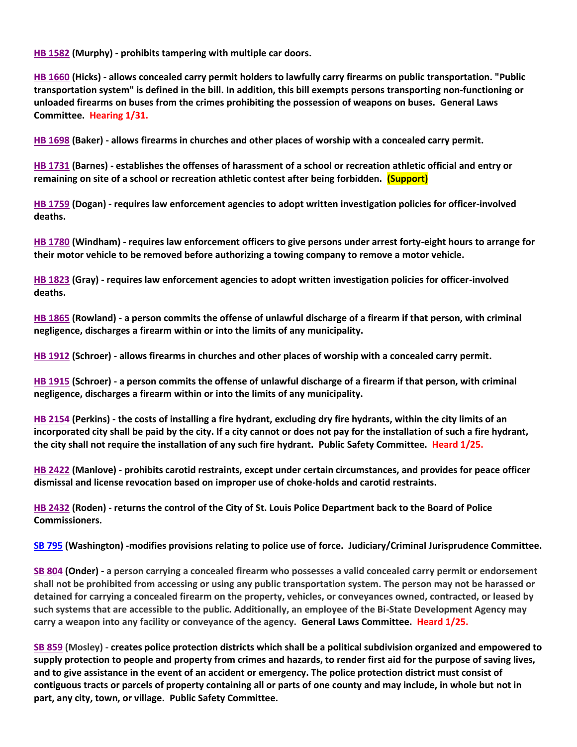**HB 1582 (Murphy) - prohibits tampering with multiple car doors.**

**HB 1660 (Hicks) - allows concealed carry permit holders to lawfully carry firearms on public transportation. "Public transportation system" is defined in the bill. In addition, this bill exempts persons transporting non-functioning or unloaded firearms on buses from the crimes prohibiting the possession of weapons on buses. General Laws Committee. Hearing 1/31.**

**HB 1698 (Baker) - allows firearms in churches and other places of worship with a concealed carry permit.**

**HB 1731 (Barnes) - establishes the offenses of harassment of a school or recreation athletic official and entry or remaining on site of a school or recreation athletic contest after being forbidden. (Support)**

**HB 1759 (Dogan) - requires law enforcement agencies to adopt written investigation policies for officer-involved deaths.**

**HB 1780 (Windham) - requires law enforcement officers to give persons under arrest forty-eight hours to arrange for their motor vehicle to be removed before authorizing a towing company to remove a motor vehicle.**

**HB 1823 (Gray) - requires law enforcement agencies to adopt written investigation policies for officer-involved deaths.**

**HB 1865 (Rowland) - a person commits the offense of unlawful discharge of a firearm if that person, with criminal negligence, discharges a firearm within or into the limits of any municipality.**

**HB 1912 (Schroer) - allows firearms in churches and other places of worship with a concealed carry permit.**

**HB 1915 (Schroer) - a person commits the offense of unlawful discharge of a firearm if that person, with criminal negligence, discharges a firearm within or into the limits of any municipality.**

**HB 2154 (Perkins) - the costs of installing a fire hydrant, excluding dry fire hydrants, within the city limits of an incorporated city shall be paid by the city. If a city cannot or does not pay for the installation of such a fire hydrant, the city shall not require the installation of any such fire hydrant. Public Safety Committee. Heard 1/25.**

**HB 2422 (Manlove) - prohibits carotid restraints, except under certain circumstances, and provides for peace officer dismissal and license revocation based on improper use of choke-holds and carotid restraints.**

**HB 2432 (Roden) - returns the control of the City of St. Louis Police Department back to the Board of Police Commissioners.**

**SB 795 (Washington) -modifies provisions relating to police use of force. Judiciary/Criminal Jurisprudence Committee.**

**SB 804 (Onder) - a person carrying a concealed firearm who possesses a valid concealed carry permit or endorsement shall not be prohibited from accessing or using any public transportation system. The person may not be harassed or detained for carrying a concealed firearm on the property, vehicles, or conveyances owned, contracted, or leased by such systems that are accessible to the public. Additionally, an employee of the Bi-State Development Agency may carry a weapon into any facility or conveyance of the agency. General Laws Committee. Heard 1/25.**

**SB 859 (Mosley) - creates police protection districts which shall be a political subdivision organized and empowered to supply protection to people and property from crimes and hazards, to render first aid for the purpose of saving lives, and to give assistance in the event of an accident or emergency. The police protection district must consist of contiguous tracts or parcels of property containing all or parts of one county and may include, in whole but not in part, any city, town, or village. Public Safety Committee.**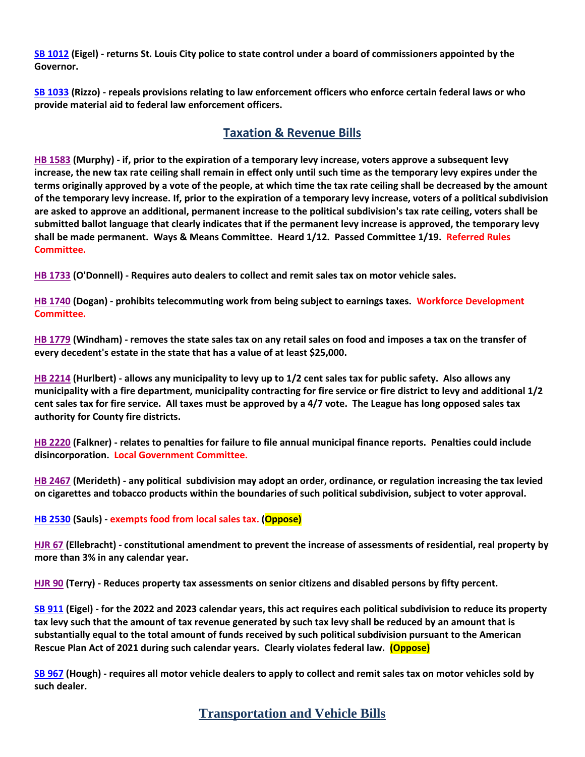**SB 1012 (Eigel) - returns St. Louis City police to state control under a board of commissioners appointed by the Governor.**

**SB 1033 (Rizzo) - repeals provisions relating to law enforcement officers who enforce certain federal laws or who provide material aid to federal law enforcement officers.**

## Taxation & Revenue Bills

**HB 1583 (Murphy) - if, prior to the expiration of a temporary levy increase, voters approve a subsequent levy increase, the new tax rate ceiling shall remain in effect only until such time as the temporary levy expires under the terms originally approved by a vote of the people, at which time the tax rate ceiling shall be decreased by the amount of the temporary levy increase. If, prior to the expiration of a temporary levy increase, voters of a political subdivision are asked to approve an additional, permanent increase to the political subdivision's tax rate ceiling, voters shall be submitted ballot language that clearly indicates that if the permanent levy increase is approved, the temporary levy shall be made permanent. Ways & Means Committee. Heard 1/12. Passed Committee 1/19. Referred Rules Committee.**

**HB 1733 (O'Donnell) - Requires auto dealers to collect and remit sales tax on motor vehicle sales.**

**HB 1740 (Dogan) - prohibits telecommuting work from being subject to earnings taxes. Workforce Development Committee.**

**HB 1779 (Windham) - removes the state sales tax on any retail sales on food and imposes a tax on the transfer of every decedent's estate in the state that has a value of at least $25,000.**

**HB 2214 (Hurlbert) - allows any municipality to levy up to 1/2 cent sales tax for public safety. Also allows any municipality with a fire department, municipality contracting for fire service or fire district to levy and additional 1/2 cent sales tax for fire service. All taxes must be approved by a 4/7 vote. The League has long opposed sales tax authority for County fire districts.**

**HB 2220 (Falkner) - relates to penalties for failure to file annual municipal finance reports. Penalties could include disincorporation. Local Government Committee.**

**HB 2467 (Merideth) - any political subdivision may adopt an order, ordinance, or regulation increasing the tax levied on cigarettes and tobacco products within the boundaries of such political subdivision, subject to voter approval.**

**HB 2530 (Sauls) - exempts food from local sales tax. (Oppose)**

**HJR 67 (Ellebracht) - constitutional amendment to prevent the increase of assessments of residential, real property by more than 3% in any calendar year.**

**HJR 90 (Terry) - Reduces property tax assessments on senior citizens and disabled persons by fifty percent.**

**SB 911 (Eigel) - for the 2022 and 2023 calendar years, this act requires each political subdivision to reduce its property tax levy such that the amount of tax revenue generated by such tax levy shall be reduced by an amount that is substantially equal to the total amount of funds received by such political subdivision pursuant to the American Rescue Plan Act of 2021 during such calendar years. Clearly violates federal law. (Oppose)**

**SB 967 (Hough) - requires all motor vehicle dealers to apply to collect and remit sales tax on motor vehicles sold by such dealer.**

## Transportation and Vehicle Bills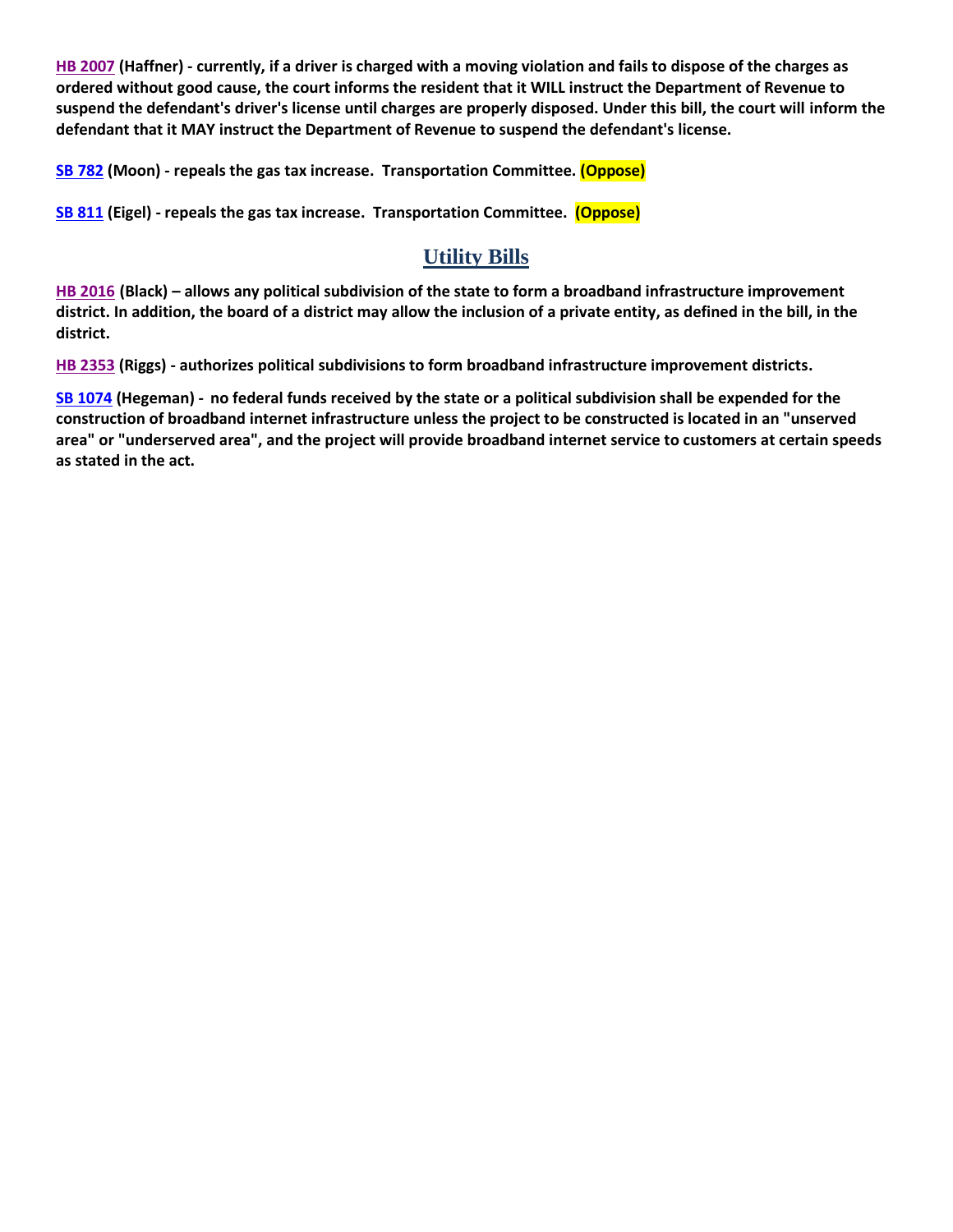**HB 2007 (Haffner) - currently, if a driver is charged with a moving violation and fails to dispose of the charges as ordered without good cause, the court informs the resident that it WILL instruct the Department of Revenue to suspend the defendant's driver's license until charges are properly disposed. Under this bill, the court will inform the defendant that it MAY instruct the Department of Revenue to suspend the defendant's license.**

**SB 782 (Moon) - repeals the gas tax increase. Transportation Committee. (Oppose)**

**SB 811 (Eigel) - repeals the gas tax increase. Transportation Committee. (Oppose)**

## Utility Bills

**HB 2016 (Black) – allows any political subdivision of the state to form a broadband infrastructure improvement district. In addition, the board of a district may allow the inclusion of a private entity, as defined in the bill, in the district.**

**HB 2353 (Riggs) - authorizes political subdivisions to form broadband infrastructure improvement districts.**

**SB 1074 (Hegeman) - no federal funds received by the state or a political subdivision shall be expended for the construction of broadband internet infrastructure unless the project to be constructed is located in an "unserved area" or "underserved area", and the project will provide broadband internet service to customers at certain speeds as stated in the act.**